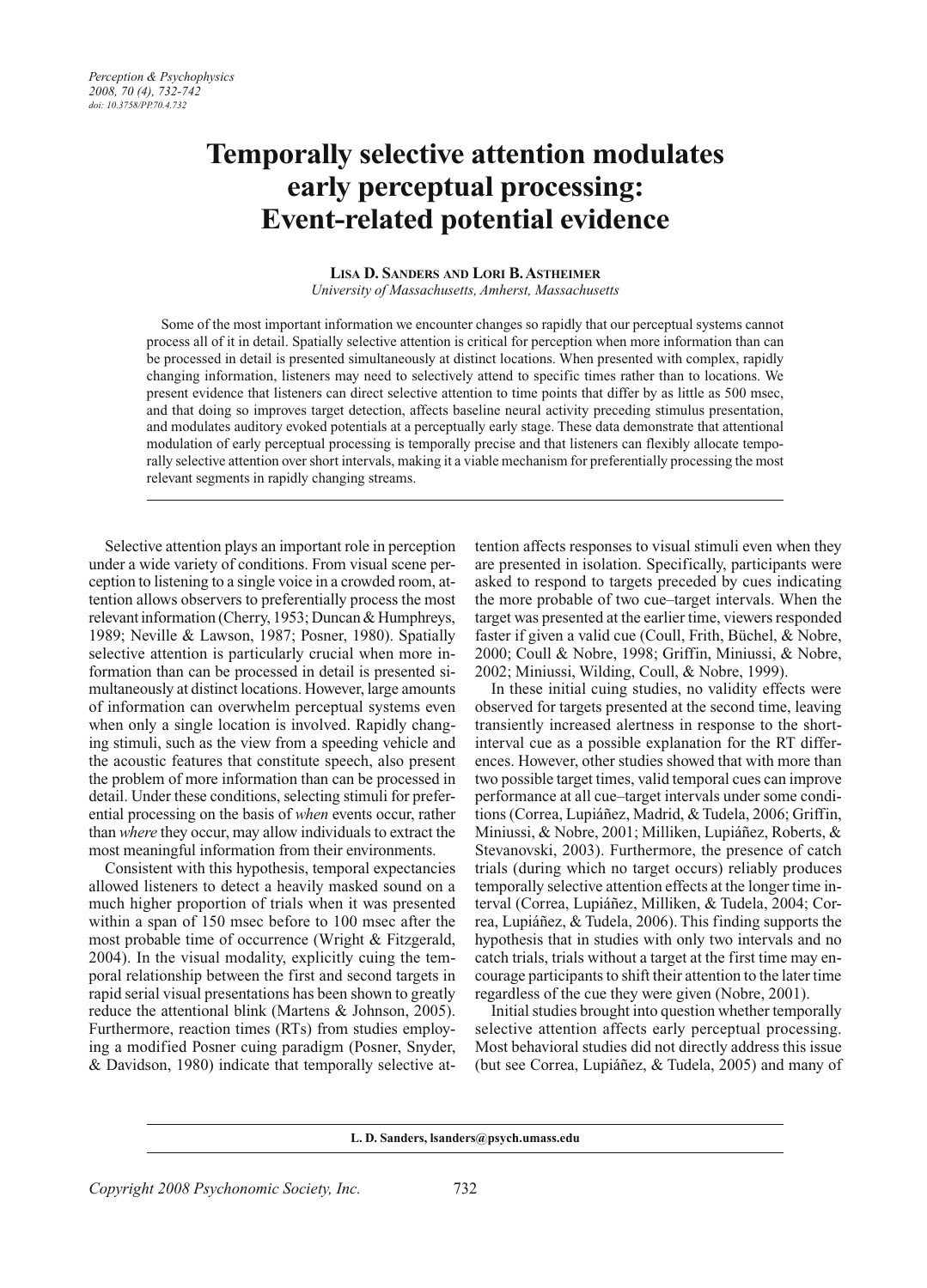# Temporally selective attention modulates early perceptual processing: Event-related potential evidence

**Lisa D. Sanders and Lori B. Astheimer**
*University of Massachusetts, Amherst, Massachusetts*

Some of the most important information we encounter changes so rapidly that our perceptual systems cannot process all of it in detail. Spatially selective attention is critical for perception when more information than can be processed in detail is presented simultaneously at distinct locations. When presented with complex, rapidly changing information, listeners may need to selectively attend to specific times rather than to locations. We present evidence that listeners can direct selective attention to time points that differ by as little as 500 msec, and that doing so improves target detection, affects baseline neural activity preceding stimulus presentation, and modulates auditory evoked potentials at a perceptually early stage. These data demonstrate that attentional modulation of early perceptual processing is temporally precise and that listeners can flexibly allocate temporally selective attention over short intervals, making it a viable mechanism for preferentially processing the most relevant segments in rapidly changing streams.

---

Selective attention plays an important role in perception under a wide variety of conditions. From visual scene perception to listening to a single voice in a crowded room, attention allows observers to preferentially process the most relevant information (Cherry, 1953; Duncan & Humphreys, 1989; Neville & Lawson, 1987; Posner, 1980). Spatially selective attention is particularly crucial when more information than can be processed in detail is presented simultaneously at distinct locations. However, large amounts of information can overwhelm perceptual systems even when only a single location is involved. Rapidly changing stimuli, such as the view from a speeding vehicle and the acoustic features that constitute speech, also present the problem of more information than can be processed in detail. Under these conditions, selecting stimuli for preferential processing on the basis of *when* events occur, rather than *where* they occur, may allow individuals to extract the most meaningful information from their environments.

Consistent with this hypothesis, temporal expectancies allowed listeners to detect a heavily masked sound on a much higher proportion of trials when it was presented within a span of 150 msec before to 100 msec after the most probable time of occurrence (Wright & Fitzgerald, 2004). In the visual modality, explicitly cuing the temporal relationship between the first and second targets in rapid serial visual presentations has been shown to greatly reduce the attentional blink (Martens & Johnson, 2005). Furthermore, reaction times (RTs) from studies employing a modified Posner cuing paradigm (Posner, Snyder, & Davidson, 1980) indicate that temporally selective attention affects responses to visual stimuli even when they are presented in isolation. Specifically, participants were asked to respond to targets preceded by cues indicating the more probable of two cue–target intervals. When the target was presented at the earlier time, viewers responded faster if given a valid cue (Coull, Frith, Büchel, & Nobre, 2000; Coull & Nobre, 1998; Griffin, Miniussi, & Nobre, 2002; Miniussi, Wilding, Coull, & Nobre, 1999).

In these initial cuing studies, no validity effects were observed for targets presented at the second time, leaving transiently increased alertness in response to the short-interval cue as a possible explanation for the RT differences. However, other studies showed that with more than two possible target times, valid temporal cues can improve performance at all cue–target intervals under some conditions (Correa, Lupiáñez, Madrid, & Tudela, 2006; Griffin, Miniussi, & Nobre, 2001; Milliken, Lupiáñez, Roberts, & Stevanovski, 2003). Furthermore, the presence of catch trials (during which no target occurs) reliably produces temporally selective attention effects at the longer time interval (Correa, Lupiáñez, Milliken, & Tudela, 2004; Correa, Lupiáñez, & Tudela, 2006). This finding supports the hypothesis that in studies with only two intervals and no catch trials, trials without a target at the first time may encourage participants to shift their attention to the later time regardless of the cue they were given (Nobre, 2001).

Initial studies brought into question whether temporally selective attention affects early perceptual processing. Most behavioral studies did not directly address this issue (but see Correa, Lupiáñez, & Tudela, 2005) and many of

---

**L. D. Sanders, lsanders@psych.umass.edu**

*Copyright 2008 Psychonomic Society, Inc.*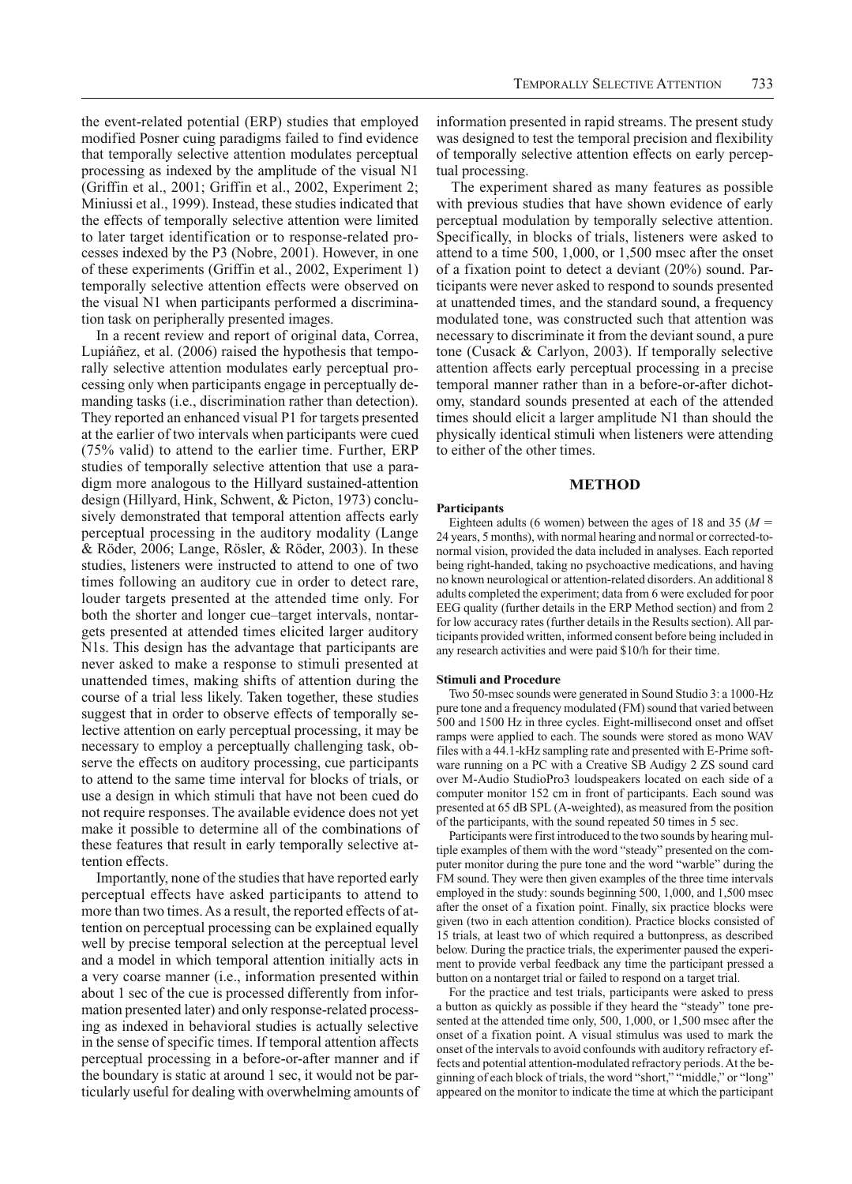the event-related potential (ERP) studies that employed modified Posner cuing paradigms failed to find evidence that temporally selective attention modulates perceptual processing as indexed by the amplitude of the visual N1 (Griffin et al., 2001; Griffin et al., 2002, Experiment 2; Miniussi et al., 1999). Instead, these studies indicated that the effects of temporally selective attention were limited to later target identification or to response-related processes indexed by the P3 (Nobre, 2001). However, in one of these experiments (Griffin et al., 2002, Experiment 1) temporally selective attention effects were observed on the visual N1 when participants performed a discrimination task on peripherally presented images.

In a recent review and report of original data, Correa, Lupiáñez, et al. (2006) raised the hypothesis that temporally selective attention modulates early perceptual processing only when participants engage in perceptually demanding tasks (i.e., discrimination rather than detection). They reported an enhanced visual P1 for targets presented at the earlier of two intervals when participants were cued (75% valid) to attend to the earlier time. Further, ERP studies of temporally selective attention that use a paradigm more analogous to the Hillyard sustained-attention design (Hillyard, Hink, Schwent, & Picton, 1973) conclusively demonstrated that temporal attention affects early perceptual processing in the auditory modality (Lange & Röder, 2006; Lange, Rösler, & Röder, 2003). In these studies, listeners were instructed to attend to one of two times following an auditory cue in order to detect rare, louder targets presented at the attended time only. For both the shorter and longer cue–target intervals, nontargets presented at attended times elicited larger auditory N1s. This design has the advantage that participants are never asked to make a response to stimuli presented at unattended times, making shifts of attention during the course of a trial less likely. Taken together, these studies suggest that in order to observe effects of temporally selective attention on early perceptual processing, it may be necessary to employ a perceptually challenging task, observe the effects on auditory processing, cue participants to attend to the same time interval for blocks of trials, or use a design in which stimuli that have not been cued do not require responses. The available evidence does not yet make it possible to determine all of the combinations of these features that result in early temporally selective attention effects.

Importantly, none of the studies that have reported early perceptual effects have asked participants to attend to more than two times. As a result, the reported effects of attention on perceptual processing can be explained equally well by precise temporal selection at the perceptual level and a model in which temporal attention initially acts in a very coarse manner (i.e., information presented within about 1 sec of the cue is processed differently from information presented later) and only response-related processing as indexed in behavioral studies is actually selective in the sense of specific times. If temporal attention affects perceptual processing in a before-or-after manner and if the boundary is static at around 1 sec, it would not be particularly useful for dealing with overwhelming amounts of information presented in rapid streams. The present study was designed to test the temporal precision and flexibility of temporally selective attention effects on early perceptual processing.

The experiment shared as many features as possible with previous studies that have shown evidence of early perceptual modulation by temporally selective attention. Specifically, in blocks of trials, listeners were asked to attend to a time 500, 1,000, or 1,500 msec after the onset of a fixation point to detect a deviant (20%) sound. Participants were never asked to respond to sounds presented at unattended times, and the standard sound, a frequency modulated tone, was constructed such that attention was necessary to discriminate it from the deviant sound, a pure tone (Cusack & Carlyon, 2003). If temporally selective attention affects early perceptual processing in a precise temporal manner rather than in a before-or-after dichotomy, standard sounds presented at each of the attended times should elicit a larger amplitude N1 than should the physically identical stimuli when listeners were attending to either of the other times.

## METHOD

### Participants

Eighteen adults (6 women) between the ages of 18 and 35 ($M$ = 24 years, 5 months), with normal hearing and normal or corrected-to-normal vision, provided the data included in analyses. Each reported being right-handed, taking no psychoactive medications, and having no known neurological or attention-related disorders. An additional 8 adults completed the experiment; data from 6 were excluded for poor EEG quality (further details in the ERP Method section) and from 2 for low accuracy rates (further details in the Results section). All participants provided written, informed consent before being included in any research activities and were paid $10/h for their time.

### Stimuli and Procedure

Two 50-msec sounds were generated in Sound Studio 3: a 1000-Hz pure tone and a frequency modulated (FM) sound that varied between 500 and 1500 Hz in three cycles. Eight-millisecond onset and offset ramps were applied to each. The sounds were stored as mono WAV files with a 44.1-kHz sampling rate and presented with E-Prime software running on a PC with a Creative SB Audigy 2 ZS sound card over M-Audio StudioPro3 loudspeakers located on each side of a computer monitor 152 cm in front of participants. Each sound was presented at 65 dB SPL (A-weighted), as measured from the position of the participants, with the sound repeated 50 times in 5 sec.

Participants were first introduced to the two sounds by hearing multiple examples of them with the word "steady" presented on the computer monitor during the pure tone and the word "warble" during the FM sound. They were then given examples of the three time intervals employed in the study: sounds beginning 500, 1,000, and 1,500 msec after the onset of a fixation point. Finally, six practice blocks were given (two in each attention condition). Practice blocks consisted of 15 trials, at least two of which required a buttonpress, as described below. During the practice trials, the experimenter paused the experiment to provide verbal feedback any time the participant pressed a button on a nontarget trial or failed to respond on a target trial.

For the practice and test trials, participants were asked to press a button as quickly as possible if they heard the "steady" tone presented at the attended time only, 500, 1,000, or 1,500 msec after the onset of a fixation point. A visual stimulus was used to mark the onset of the intervals to avoid confounds with auditory refractory effects and potential attention-modulated refractory periods. At the beginning of each block of trials, the word "short," "middle," or "long" appeared on the monitor to indicate the time at which the participant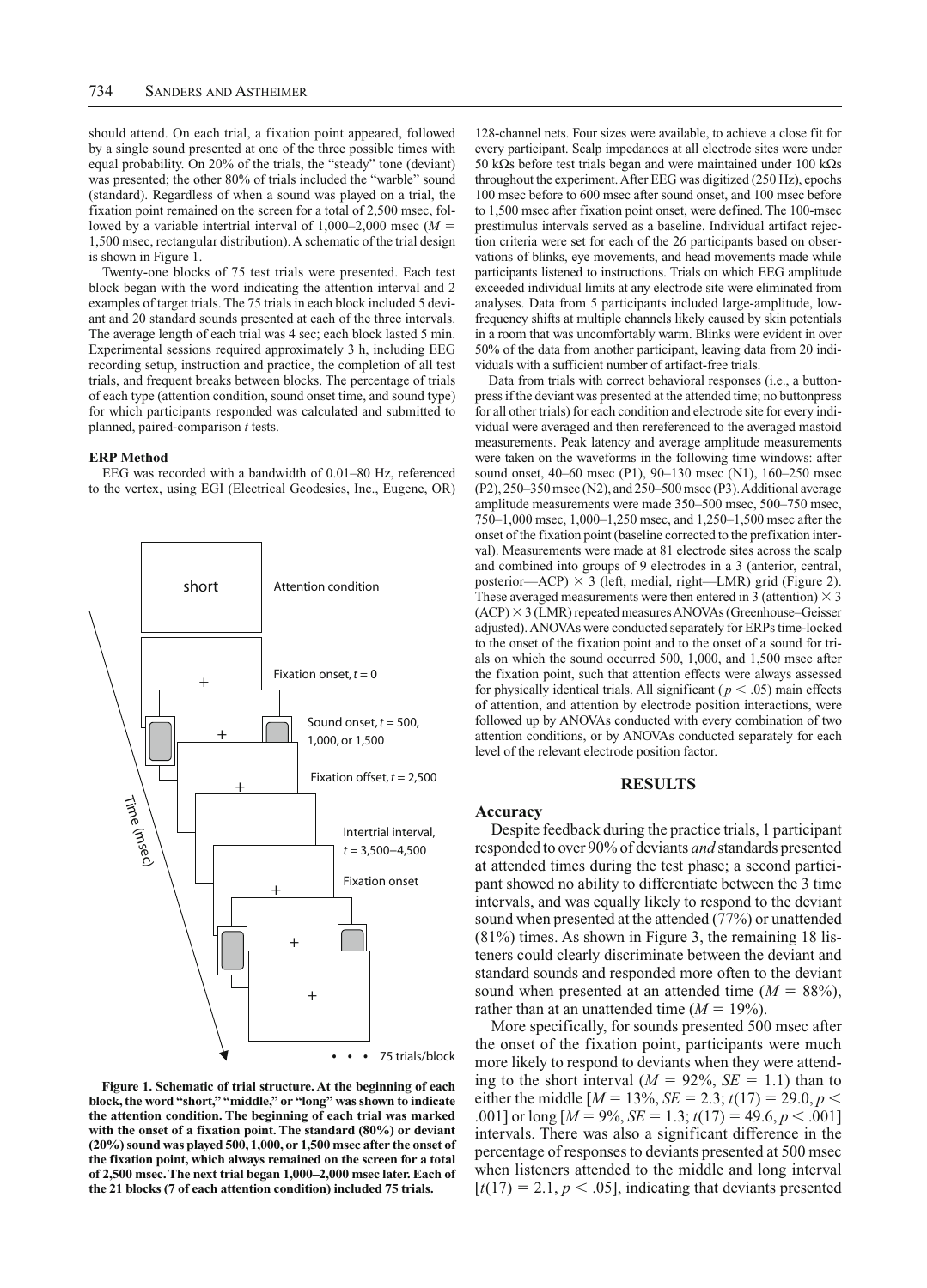should attend. On each trial, a fixation point appeared, followed by a single sound presented at one of the three possible times with equal probability. On 20% of the trials, the "steady" tone (deviant) was presented; the other 80% of trials included the "warble" sound (standard). Regardless of when a sound was played on a trial, the fixation point remained on the screen for a total of 2,500 msec, followed by a variable intertrial interval of 1,000–2,000 msec ($M =$ 1,500 msec, rectangular distribution). A schematic of the trial design is shown in Figure 1.

Twenty-one blocks of 75 test trials were presented. Each test block began with the word indicating the attention interval and 2 examples of target trials. The 75 trials in each block included 5 deviant and 20 standard sounds presented at each of the three intervals. The average length of each trial was 4 sec; each block lasted 5 min. Experimental sessions required approximately 3 h, including EEG recording setup, instruction and practice, the completion of all test trials, and frequent breaks between blocks. The percentage of trials of each type (attention condition, sound onset time, and sound type) for which participants responded was calculated and submitted to planned, paired-comparison *t* tests.

### ERP Method

EEG was recorded with a bandwidth of 0.01–80 Hz, referenced to the vertex, using EGI (Electrical Geodesics, Inc., Eugene, OR) 128-channel nets. Four sizes were available, to achieve a close fit for every participant. Scalp impedances at all electrode sites were under 50 kΩs before test trials began and were maintained under 100 kΩs throughout the experiment. After EEG was digitized (250 Hz), epochs 100 msec before to 600 msec after sound onset, and 100 msec before to 1,500 msec after fixation point onset, were defined. The 100-msec prestimulus intervals served as a baseline. Individual artifact rejection criteria were set for each of the 26 participants based on observations of blinks, eye movements, and head movements made while participants listened to instructions. Trials on which EEG amplitude exceeded individual limits at any electrode site were eliminated from analyses. Data from 5 participants included large-amplitude, low-frequency shifts at multiple channels likely caused by skin potentials in a room that was uncomfortably warm. Blinks were evident in over 50% of the data from another participant, leaving data from 20 individuals with a sufficient number of artifact-free trials.

Data from trials with correct behavioral responses (i.e., a buttonpress if the deviant was presented at the attended time; no buttonpress for all other trials) for each condition and electrode site for every individual were averaged and then rereferenced to the averaged mastoid measurements. Peak latency and average amplitude measurements were taken on the waveforms in the following time windows: after sound onset, 40–60 msec (P1), 90–130 msec (N1), 160–250 msec (P2), 250–350 msec (N2), and 250–500 msec (P3). Additional average amplitude measurements were made 350–500 msec, 500–750 msec, 750–1,000 msec, 1,000–1,250 msec, and 1,250–1,500 msec after the onset of the fixation point (baseline corrected to the prefixation interval). Measurements were made at 81 electrode sites across the scalp and combined into groups of 9 electrodes in a 3 (anterior, central, posterior—ACP) × 3 (left, medial, right—LMR) grid (Figure 2). These averaged measurements were then entered in 3 (attention) × 3 (ACP) × 3 (LMR) repeated measures ANOVAs (Greenhouse–Geisser adjusted). ANOVAs were conducted separately for ERPs time-locked to the onset of the fixation point and to the onset of a sound for trials on which the sound occurred 500, 1,000, and 1,500 msec after the fixation point, such that attention effects were always assessed for physically identical trials. All significant ($p < .05$) main effects of attention, and attention by electrode position interactions, were followed up by ANOVAs conducted with every combination of two attention conditions, or by ANOVAs conducted separately for each level of the relevant electrode position factor.

**Figure 1. Schematic of trial structure. At the beginning of each block, the word "short," "middle," or "long" was shown to indicate the attention condition. The beginning of each trial was marked with the onset of a fixation point. The standard (80%) or deviant (20%) sound was played 500, 1,000, or 1,500 msec after the onset of the fixation point, which always remained on the screen for a total of 2,500 msec. The next trial began 1,000–2,000 msec later. Each of the 21 blocks (7 of each attention condition) included 75 trials.**

## RESULTS

### Accuracy

Despite feedback during the practice trials, 1 participant responded to over 90% of deviants *and* standards presented at attended times during the test phase; a second participant showed no ability to differentiate between the 3 time intervals, and was equally likely to respond to the deviant sound when presented at the attended (77%) or unattended (81%) times. As shown in Figure 3, the remaining 18 listeners could clearly discriminate between the deviant and standard sounds and responded more often to the deviant sound when presented at an attended time ($M = 88\%$), rather than at an unattended time ($M = 19\%$).

More specifically, for sounds presented 500 msec after the onset of the fixation point, participants were much more likely to respond to deviants when they were attending to the short interval ($M = 92\%$, $SE = 1.1$) than to either the middle [$M = 13\%$, $SE = 2.3$; $t(17) = 29.0$, $p <$ .001] or long [$M = 9\%$, $SE = 1.3$; $t(17) = 49.6$, $p < .001$] intervals. There was also a significant difference in the percentage of responses to deviants presented at 500 msec when listeners attended to the middle and long interval [$t(17) = 2.1$, $p < .05$], indicating that deviants presented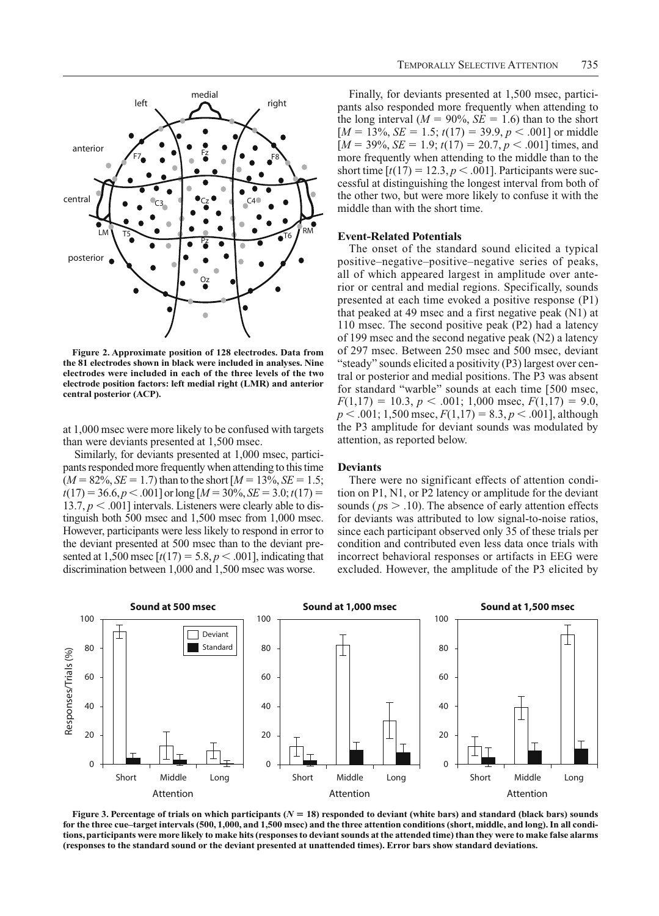**Figure 2. Approximate position of 128 electrodes. Data from the 81 electrodes shown in black were included in analyses. Nine electrodes were included in each of the three levels of the two electrode position factors: left medial right (LMR) and anterior central posterior (ACP).**

at 1,000 msec were more likely to be confused with targets than were deviants presented at 1,500 msec.

Similarly, for deviants presented at 1,000 msec, participants responded more frequently when attending to this time ($M = 82\%$, $SE = 1.7$) than to the short [$M = 13\%$, $SE = 1.5$; $t(17) = 36.6$, $p < .001$] or long [$M = 30\%$, $SE = 3.0$; $t(17) = 13.7$, $p < .001$] intervals. Listeners were clearly able to distinguish both 500 msec and 1,500 msec from 1,000 msec. However, participants were less likely to respond in error to the deviant presented at 500 msec than to the deviant presented at 1,500 msec [$t(17) = 5.8$, $p < .001$], indicating that discrimination between 1,000 and 1,500 msec was worse.

Finally, for deviants presented at 1,500 msec, participants also responded more frequently when attending to the long interval ($M = 90\%$, $SE = 1.6$) than to the short [$M = 13\%$, $SE = 1.5$; $t(17) = 39.9$, $p < .001$] or middle [$M = 39\%$, $SE = 1.9$; $t(17) = 20.7$, $p < .001$] times, and more frequently when attending to the middle than to the short time [$t(17) = 12.3$, $p < .001$]. Participants were successful at distinguishing the longest interval from both of the other two, but were more likely to confuse it with the middle than with the short time.

### Event-Related Potentials

The onset of the standard sound elicited a typical positive–negative–positive–negative series of peaks, all of which appeared largest in amplitude over anterior or central and medial regions. Specifically, sounds presented at each time evoked a positive response (P1) that peaked at 49 msec and a first negative peak (N1) at 110 msec. The second positive peak (P2) had a latency of 199 msec and the second negative peak (N2) a latency of 297 msec. Between 250 msec and 500 msec, deviant "steady" sounds elicited a positivity (P3) largest over central or posterior and medial positions. The P3 was absent for standard "warble" sounds at each time [500 msec, $F(1,17) = 10.3$, $p < .001$; 1,000 msec, $F(1,17) = 9.0$, $p < .001$; 1,500 msec, $F(1,17) = 8.3$, $p < .001$], although the P3 amplitude for deviant sounds was modulated by attention, as reported below.

### Deviants

There were no significant effects of attention condition on P1, N1, or P2 latency or amplitude for the deviant sounds ($ps > .10$). The absence of early attention effects for deviants was attributed to low signal-to-noise ratios, since each participant observed only 35 of these trials per condition and contributed even less data once trials with incorrect behavioral responses or artifacts in EEG were excluded. However, the amplitude of the P3 elicited by

**Figure 3. Percentage of trials on which participants ($N = 18$) responded to deviant (white bars) and standard (black bars) sounds for the three cue–target intervals (500, 1,000, and 1,500 msec) and the three attention conditions (short, middle, and long). In all conditions, participants were more likely to make hits (responses to deviant sounds at the attended time) than they were to make false alarms (responses to the standard sound or the deviant presented at unattended times). Error bars show standard deviations.**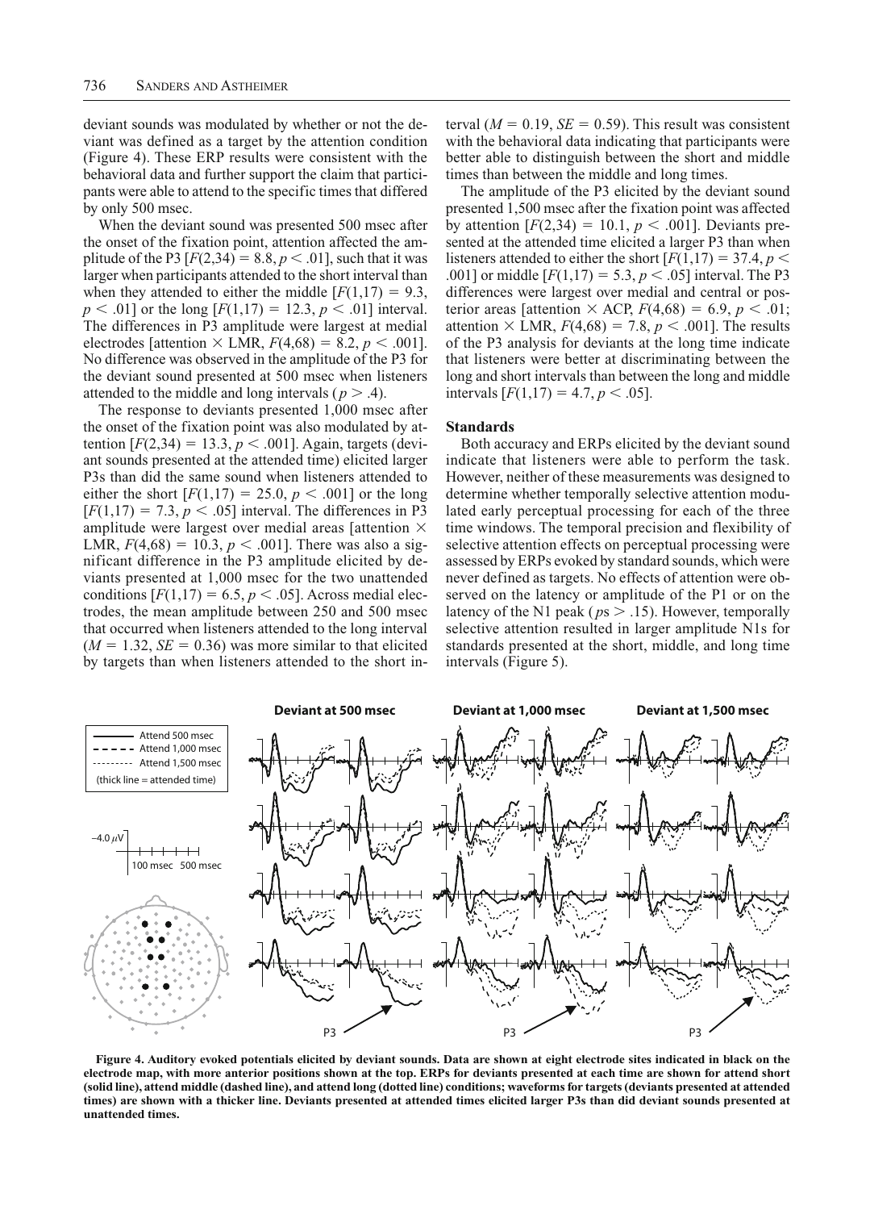deviant sounds was modulated by whether or not the deviant was defined as a target by the attention condition (Figure 4). These ERP results were consistent with the behavioral data and further support the claim that participants were able to attend to the specific times that differed by only 500 msec.

When the deviant sound was presented 500 msec after the onset of the fixation point, attention affected the amplitude of the P3 [$F(2,34) = 8.8, p < .01$], such that it was larger when participants attended to the short interval than when they attended to either the middle [$F(1,17) = 9.3, p < .01$] or the long [$F(1,17) = 12.3, p < .01$] interval. The differences in P3 amplitude were largest at medial electrodes [attention × LMR, $F(4,68) = 8.2, p < .001$]. No difference was observed in the amplitude of the P3 for the deviant sound presented at 500 msec when listeners attended to the middle and long intervals ($p > .4$).

The response to deviants presented 1,000 msec after the onset of the fixation point was also modulated by attention [$F(2,34) = 13.3, p < .001$]. Again, targets (deviant sounds presented at the attended time) elicited larger P3s than did the same sound when listeners attended to either the short [$F(1,17) = 25.0, p < .001$] or the long [$F(1,17) = 7.3, p < .05$] interval. The differences in P3 amplitude were largest over medial areas [attention × LMR, $F(4,68) = 10.3, p < .001$]. There was also a significant difference in the P3 amplitude elicited by deviants presented at 1,000 msec for the two unattended conditions [$F(1,17) = 6.5, p < .05$]. Across medial electrodes, the mean amplitude between 250 and 500 msec that occurred when listeners attended to the long interval ($M = 1.32, SE = 0.36$) was more similar to that elicited by targets than when listeners attended to the short interval ($M = 0.19, SE = 0.59$). This result was consistent with the behavioral data indicating that participants were better able to distinguish between the short and middle times than between the middle and long times.

The amplitude of the P3 elicited by the deviant sound presented 1,500 msec after the fixation point was affected by attention [$F(2,34) = 10.1, p < .001$]. Deviants presented at the attended time elicited a larger P3 than when listeners attended to either the short [$F(1,17) = 37.4, p < .001$] or middle [$F(1,17) = 5.3, p < .05$] interval. The P3 differences were largest over medial and central or posterior areas [attention × ACP, $F(4,68) = 6.9, p < .01$; attention × LMR, $F(4,68) = 7.8, p < .001$]. The results of the P3 analysis for deviants at the long time indicate that listeners were better at discriminating between the long and short intervals than between the long and middle intervals [$F(1,17) = 4.7, p < .05$].

## Standards

Both accuracy and ERPs elicited by the deviant sound indicate that listeners were able to perform the task. However, neither of these measurements was designed to determine whether temporally selective attention modulated early perceptual processing for each of the three time windows. The temporal precision and flexibility of selective attention effects on perceptual processing were assessed by ERPs evoked by standard sounds, which were never defined as targets. No effects of attention were observed on the latency or amplitude of the P1 or on the latency of the N1 peak ($ps > .15$). However, temporally selective attention resulted in larger amplitude N1s for standards presented at the short, middle, and long time intervals (Figure 5).

**Figure 4. Auditory evoked potentials elicited by deviant sounds. Data are shown at eight electrode sites indicated in black on the electrode map, with more anterior positions shown at the top. ERPs for deviants presented at each time are shown for attend short (solid line), attend middle (dashed line), and attend long (dotted line) conditions; waveforms for targets (deviants presented at attended times) are shown with a thicker line. Deviants presented at attended times elicited larger P3s than did deviant sounds presented at unattended times.**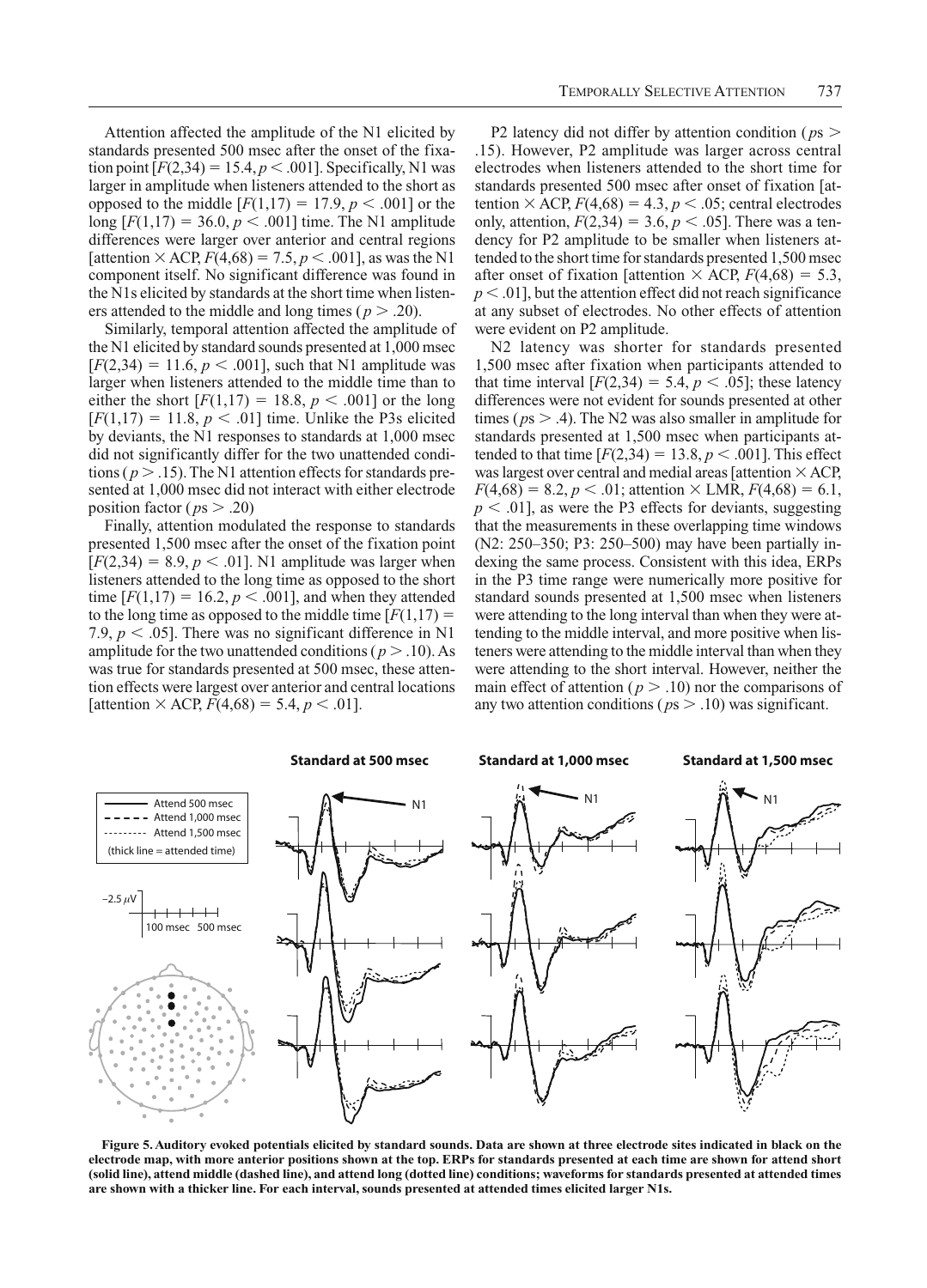Attention affected the amplitude of the N1 elicited by standards presented 500 msec after the onset of the fixation point [$F(2,34) = 15.4, p < .001$]. Specifically, N1 was larger in amplitude when listeners attended to the short as opposed to the middle [$F(1,17) = 17.9, p < .001$] or the long [$F(1,17) = 36.0, p < .001$] time. The N1 amplitude differences were larger over anterior and central regions [attention × ACP, $F(4,68) = 7.5, p < .001$], as was the N1 component itself. No significant difference was found in the N1s elicited by standards at the short time when listeners attended to the middle and long times ($p > .20$).

Similarly, temporal attention affected the amplitude of the N1 elicited by standard sounds presented at 1,000 msec [$F(2,34) = 11.6, p < .001$], such that N1 amplitude was larger when listeners attended to the middle time than to either the short [$F(1,17) = 18.8, p < .001$] or the long [$F(1,17) = 11.8, p < .01$] time. Unlike the P3s elicited by deviants, the N1 responses to standards at 1,000 msec did not significantly differ for the two unattended conditions ($p > .15$). The N1 attention effects for standards presented at 1,000 msec did not interact with either electrode position factor ($ps > .20$)

Finally, attention modulated the response to standards presented 1,500 msec after the onset of the fixation point [$F(2,34) = 8.9, p < .01$]. N1 amplitude was larger when listeners attended to the long time as opposed to the short time [$F(1,17) = 16.2, p < .001$], and when they attended to the long time as opposed to the middle time [$F(1,17) = 7.9, p < .05$]. There was no significant difference in N1 amplitude for the two unattended conditions ($p > .10$). As was true for standards presented at 500 msec, these attention effects were largest over anterior and central locations [attention × ACP, $F(4,68) = 5.4, p < .01$].

P2 latency did not differ by attention condition ($ps > .15$). However, P2 amplitude was larger across central electrodes when listeners attended to the short time for standards presented 500 msec after onset of fixation [attention × ACP, $F(4,68) = 4.3, p < .05$; central electrodes only, attention, $F(2,34) = 3.6, p < .05$]. There was a tendency for P2 amplitude to be smaller when listeners attended to the short time for standards presented 1,500 msec after onset of fixation [attention × ACP, $F(4,68) = 5.3, p < .01$], but the attention effect did not reach significance at any subset of electrodes. No other effects of attention were evident on P2 amplitude.

N2 latency was shorter for standards presented 1,500 msec after fixation when participants attended to that time interval [$F(2,34) = 5.4, p < .05$]; these latency differences were not evident for sounds presented at other times ($ps > .4$). The N2 was also smaller in amplitude for standards presented at 1,500 msec when participants attended to that time [$F(2,34) = 13.8, p < .001$]. This effect was largest over central and medial areas [attention × ACP, $F(4,68) = 8.2, p < .01$; attention × LMR, $F(4,68) = 6.1, p < .01$], as were the P3 effects for deviants, suggesting that the measurements in these overlapping time windows (N2: 250–350; P3: 250–500) may have been partially indexing the same process. Consistent with this idea, ERPs in the P3 time range were numerically more positive for standard sounds presented at 1,500 msec when listeners were attending to the long interval than when they were attending to the middle interval, and more positive when listeners were attending to the middle interval than when they were attending to the short interval. However, neither the main effect of attention ($p > .10$) nor the comparisons of any two attention conditions ($ps > .10$) was significant.

**Figure 5. Auditory evoked potentials elicited by standard sounds. Data are shown at three electrode sites indicated in black on the electrode map, with more anterior positions shown at the top. ERPs for standards presented at each time are shown for attend short (solid line), attend middle (dashed line), and attend long (dotted line) conditions; waveforms for standards presented at attended times are shown with a thicker line. For each interval, sounds presented at attended times elicited larger N1s.**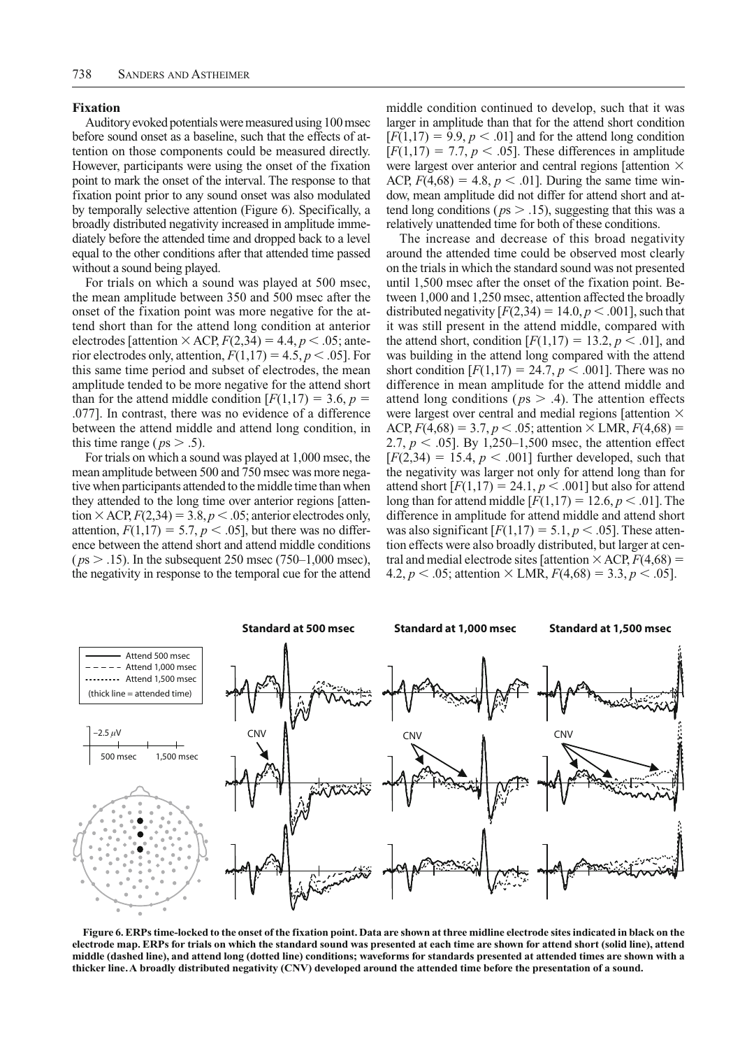### Fixation

Auditory evoked potentials were measured using 100 msec before sound onset as a baseline, such that the effects of attention on those components could be measured directly. However, participants were using the onset of the fixation point to mark the onset of the interval. The response to that fixation point prior to any sound onset was also modulated by temporally selective attention (Figure 6). Specifically, a broadly distributed negativity increased in amplitude immediately before the attended time and dropped back to a level equal to the other conditions after that attended time passed without a sound being played.

For trials on which a sound was played at 500 msec, the mean amplitude between 350 and 500 msec after the onset of the fixation point was more negative for the attend short than for the attend long condition at anterior electrodes [attention × ACP, $F(2,34) = 4.4$, $p < .05$; anterior electrodes only, attention, $F(1,17) = 4.5$, $p < .05$]. For this same time period and subset of electrodes, the mean amplitude tended to be more negative for the attend short than for the attend middle condition [$F(1,17) = 3.6$, $p = .077$]. In contrast, there was no evidence of a difference between the attend middle and attend long condition, in this time range ($p$s $> .5$).

For trials on which a sound was played at 1,000 msec, the mean amplitude between 500 and 750 msec was more negative when participants attended to the middle time than when they attended to the long time over anterior regions [attention × ACP, $F(2,34) = 3.8$, $p < .05$; anterior electrodes only, attention, $F(1,17) = 5.7$, $p < .05$], but there was no difference between the attend short and attend middle conditions ($p$s $> .15$). In the subsequent 250 msec (750–1,000 msec), the negativity in response to the temporal cue for the attend middle condition continued to develop, such that it was larger in amplitude than that for the attend short condition [$F(1,17) = 9.9$, $p < .01$] and for the attend long condition [$F(1,17) = 7.7$, $p < .05$]. These differences in amplitude were largest over anterior and central regions [attention × ACP, $F(4,68) = 4.8$, $p < .01$]. During the same time window, mean amplitude did not differ for attend short and attend long conditions ($p$s $> .15$), suggesting that this was a relatively unattended time for both of these conditions.

The increase and decrease of this broad negativity around the attended time could be observed most clearly on the trials in which the standard sound was not presented until 1,500 msec after the onset of the fixation point. Between 1,000 and 1,250 msec, attention affected the broadly distributed negativity [$F(2,34) = 14.0$, $p < .001$], such that it was still present in the attend middle, compared with the attend short, condition [$F(1,17) = 13.2$, $p < .01$], and was building in the attend long compared with the attend short condition [$F(1,17) = 24.7$, $p < .001$]. There was no difference in mean amplitude for the attend middle and attend long conditions ($p$s $> .4$). The attention effects were largest over central and medial regions [attention × ACP, $F(4,68) = 3.7$, $p < .05$; attention × LMR, $F(4,68) = 2.7$, $p < .05$]. By 1,250–1,500 msec, the attention effect [$F(2,34) = 15.4$, $p < .001$] further developed, such that the negativity was larger not only for attend long than for attend short [$F(1,17) = 24.1$, $p < .001$] but also for attend long than for attend middle [$F(1,17) = 12.6$, $p < .01$]. The difference in amplitude for attend middle and attend short was also significant [$F(1,17) = 5.1$, $p < .05$]. These attention effects were also broadly distributed, but larger at central and medial electrode sites [attention × ACP, $F(4,68) = 4.2$, $p < .05$; attention × LMR, $F(4,68) = 3.3$, $p < .05$].

**Figure 6. ERPs time-locked to the onset of the fixation point. Data are shown at three midline electrode sites indicated in black on the electrode map. ERPs for trials on which the standard sound was presented at each time are shown for attend short (solid line), attend middle (dashed line), and attend long (dotted line) conditions; waveforms for standards presented at attended times are shown with a thicker line. A broadly distributed negativity (CNV) developed around the attended time before the presentation of a sound.**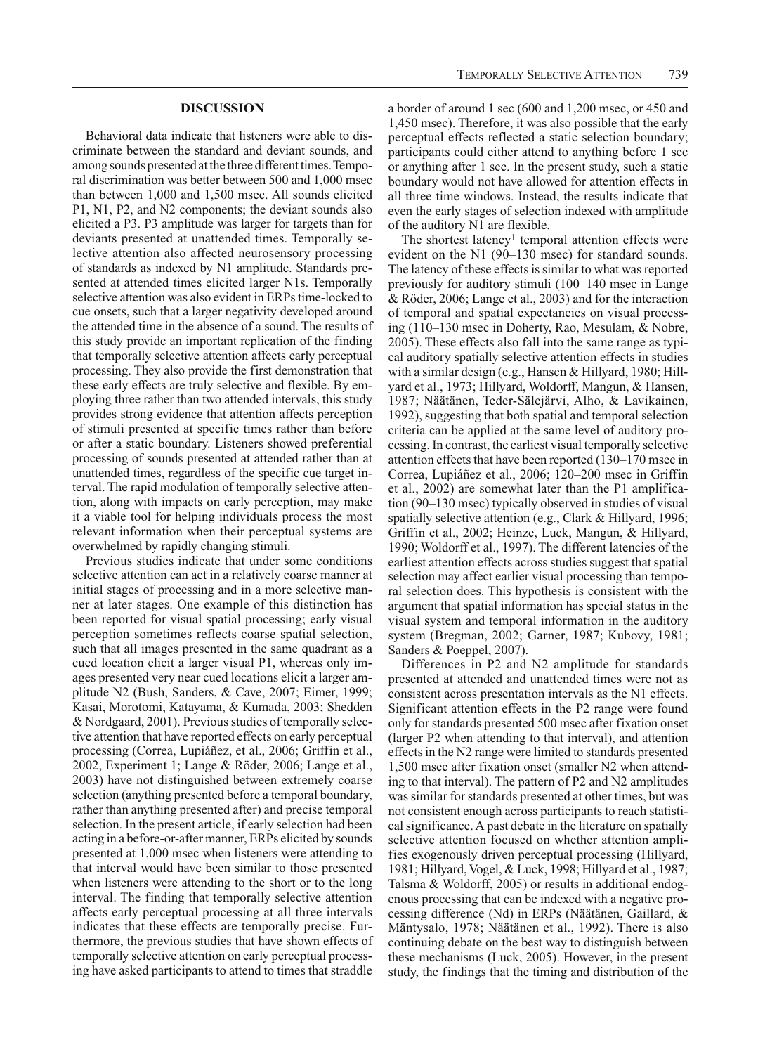## DISCUSSION

Behavioral data indicate that listeners were able to discriminate between the standard and deviant sounds, and among sounds presented at the three different times. Temporal discrimination was better between 500 and 1,000 msec than between 1,000 and 1,500 msec. All sounds elicited P1, N1, P2, and N2 components; the deviant sounds also elicited a P3. P3 amplitude was larger for targets than for deviants presented at unattended times. Temporally selective attention also affected neurosensory processing of standards as indexed by N1 amplitude. Standards presented at attended times elicited larger N1s. Temporally selective attention was also evident in ERPs time-locked to cue onsets, such that a larger negativity developed around the attended time in the absence of a sound. The results of this study provide an important replication of the finding that temporally selective attention affects early perceptual processing. They also provide the first demonstration that these early effects are truly selective and flexible. By employing three rather than two attended intervals, this study provides strong evidence that attention affects perception of stimuli presented at specific times rather than before or after a static boundary. Listeners showed preferential processing of sounds presented at attended rather than at unattended times, regardless of the specific cue target interval. The rapid modulation of temporally selective attention, along with impacts on early perception, may make it a viable tool for helping individuals process the most relevant information when their perceptual systems are overwhelmed by rapidly changing stimuli.

Previous studies indicate that under some conditions selective attention can act in a relatively coarse manner at initial stages of processing and in a more selective manner at later stages. One example of this distinction has been reported for visual spatial processing; early visual perception sometimes reflects coarse spatial selection, such that all images presented in the same quadrant as a cued location elicit a larger visual P1, whereas only images presented very near cued locations elicit a larger amplitude N2 (Bush, Sanders, & Cave, 2007; Eimer, 1999; Kasai, Morotomi, Katayama, & Kumada, 2003; Shedden & Nordgaard, 2001). Previous studies of temporally selective attention that have reported effects on early perceptual processing (Correa, Lupiáñez, et al., 2006; Griffin et al., 2002, Experiment 1; Lange & Röder, 2006; Lange et al., 2003) have not distinguished between extremely coarse selection (anything presented before a temporal boundary, rather than anything presented after) and precise temporal selection. In the present article, if early selection had been acting in a before-or-after manner, ERPs elicited by sounds presented at 1,000 msec when listeners were attending to that interval would have been similar to those presented when listeners were attending to the short or to the long interval. The finding that temporally selective attention affects early perceptual processing at all three intervals indicates that these effects are temporally precise. Furthermore, the previous studies that have shown effects of temporally selective attention on early perceptual processing have asked participants to attend to times that straddle a border of around 1 sec (600 and 1,200 msec, or 450 and 1,450 msec). Therefore, it was also possible that the early perceptual effects reflected a static selection boundary; participants could either attend to anything before 1 sec or anything after 1 sec. In the present study, such a static boundary would not have allowed for attention effects in all three time windows. Instead, the results indicate that even the early stages of selection indexed with amplitude of the auditory N1 are flexible.

The shortest latency[1] temporal attention effects were evident on the N1 (90–130 msec) for standard sounds. The latency of these effects is similar to what was reported previously for auditory stimuli (100–140 msec in Lange & Röder, 2006; Lange et al., 2003) and for the interaction of temporal and spatial expectancies on visual processing (110–130 msec in Doherty, Rao, Mesulam, & Nobre, 2005). These effects also fall into the same range as typical auditory spatially selective attention effects in studies with a similar design (e.g., Hansen & Hillyard, 1980; Hillyard et al., 1973; Hillyard, Woldorff, Mangun, & Hansen, 1987; Näätänen, Teder-Sälejärvi, Alho, & Lavikainen, 1992), suggesting that both spatial and temporal selection criteria can be applied at the same level of auditory processing. In contrast, the earliest visual temporally selective attention effects that have been reported (130–170 msec in Correa, Lupiáñez et al., 2006; 120–200 msec in Griffin et al., 2002) are somewhat later than the P1 amplification (90–130 msec) typically observed in studies of visual spatially selective attention (e.g., Clark & Hillyard, 1996; Griffin et al., 2002; Heinze, Luck, Mangun, & Hillyard, 1990; Woldorff et al., 1997). The different latencies of the earliest attention effects across studies suggest that spatial selection may affect earlier visual processing than temporal selection does. This hypothesis is consistent with the argument that spatial information has special status in the visual system and temporal information in the auditory system (Bregman, 2002; Garner, 1987; Kubovy, 1981; Sanders & Poeppel, 2007).

Differences in P2 and N2 amplitude for standards presented at attended and unattended times were not as consistent across presentation intervals as the N1 effects. Significant attention effects in the P2 range were found only for standards presented 500 msec after fixation onset (larger P2 when attending to that interval), and attention effects in the N2 range were limited to standards presented 1,500 msec after fixation onset (smaller N2 when attending to that interval). The pattern of P2 and N2 amplitudes was similar for standards presented at other times, but was not consistent enough across participants to reach statistical significance. A past debate in the literature on spatially selective attention focused on whether attention amplifies exogenously driven perceptual processing (Hillyard, 1981; Hillyard, Vogel, & Luck, 1998; Hillyard et al., 1987; Talsma & Woldorff, 2005) or results in additional endogenous processing that can be indexed with a negative processing difference (Nd) in ERPs (Näätänen, Gaillard, & Mäntysalo, 1978; Näätänen et al., 1992). There is also continuing debate on the best way to distinguish between these mechanisms (Luck, 2005). However, in the present study, the findings that the timing and distribution of the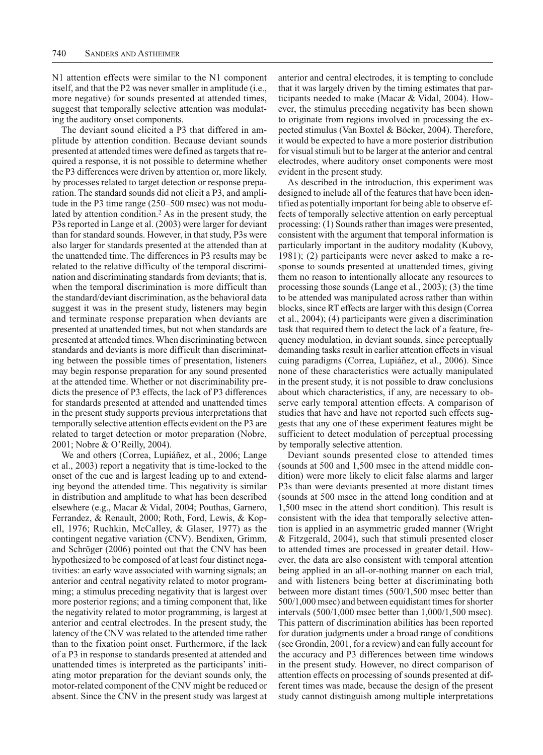N1 attention effects were similar to the N1 component itself, and that the P2 was never smaller in amplitude (i.e., more negative) for sounds presented at attended times, suggest that temporally selective attention was modulating the auditory onset components.

The deviant sound elicited a P3 that differed in amplitude by attention condition. Because deviant sounds presented at attended times were defined as targets that required a response, it is not possible to determine whether the P3 differences were driven by attention or, more likely, by processes related to target detection or response preparation. The standard sounds did not elicit a P3, and amplitude in the P3 time range (250–500 msec) was not modulated by attention condition.[2] As in the present study, the P3s reported in Lange et al. (2003) were larger for deviant than for standard sounds. However, in that study, P3s were also larger for standards presented at the attended than at the unattended time. The differences in P3 results may be related to the relative difficulty of the temporal discrimination and discriminating standards from deviants; that is, when the temporal discrimination is more difficult than the standard/deviant discrimination, as the behavioral data suggest it was in the present study, listeners may begin and terminate response preparation when deviants are presented at unattended times, but not when standards are presented at attended times. When discriminating between standards and deviants is more difficult than discriminating between the possible times of presentation, listeners may begin response preparation for any sound presented at the attended time. Whether or not discriminability predicts the presence of P3 effects, the lack of P3 differences for standards presented at attended and unattended times in the present study supports previous interpretations that temporally selective attention effects evident on the P3 are related to target detection or motor preparation (Nobre, 2001; Nobre & O'Reilly, 2004).

We and others (Correa, Lupiáñez, et al., 2006; Lange et al., 2003) report a negativity that is time-locked to the onset of the cue and is largest leading up to and extending beyond the attended time. This negativity is similar in distribution and amplitude to what has been described elsewhere (e.g., Macar & Vidal, 2004; Pouthas, Garnero, Ferrandez, & Renault, 2000; Roth, Ford, Lewis, & Kopell, 1976; Ruchkin, McCalley, & Glaser, 1977) as the contingent negative variation (CNV). Bendixen, Grimm, and Schröger (2006) pointed out that the CNV has been hypothesized to be composed of at least four distinct negativities: an early wave associated with warning signals; an anterior and central negativity related to motor programming; a stimulus preceding negativity that is largest over more posterior regions; and a timing component that, like the negativity related to motor programming, is largest at anterior and central electrodes. In the present study, the latency of the CNV was related to the attended time rather than to the fixation point onset. Furthermore, if the lack of a P3 in response to standards presented at attended and unattended times is interpreted as the participants' initiating motor preparation for the deviant sounds only, the motor-related component of the CNV might be reduced or absent. Since the CNV in the present study was largest at anterior and central electrodes, it is tempting to conclude that it was largely driven by the timing estimates that participants needed to make (Macar & Vidal, 2004). However, the stimulus preceding negativity has been shown to originate from regions involved in processing the expected stimulus (Van Boxtel & Böcker, 2004). Therefore, it would be expected to have a more posterior distribution for visual stimuli but to be larger at the anterior and central electrodes, where auditory onset components were most evident in the present study.

As described in the introduction, this experiment was designed to include all of the features that have been identified as potentially important for being able to observe effects of temporally selective attention on early perceptual processing: (1) Sounds rather than images were presented, consistent with the argument that temporal information is particularly important in the auditory modality (Kubovy, 1981); (2) participants were never asked to make a response to sounds presented at unattended times, giving them no reason to intentionally allocate any resources to processing those sounds (Lange et al., 2003); (3) the time to be attended was manipulated across rather than within blocks, since RT effects are larger with this design (Correa et al., 2004); (4) participants were given a discrimination task that required them to detect the lack of a feature, frequency modulation, in deviant sounds, since perceptually demanding tasks result in earlier attention effects in visual cuing paradigms (Correa, Lupiáñez, et al., 2006). Since none of these characteristics were actually manipulated in the present study, it is not possible to draw conclusions about which characteristics, if any, are necessary to observe early temporal attention effects. A comparison of studies that have and have not reported such effects suggests that any one of these experiment features might be sufficient to detect modulation of perceptual processing by temporally selective attention.

Deviant sounds presented close to attended times (sounds at 500 and 1,500 msec in the attend middle condition) were more likely to elicit false alarms and larger P3s than were deviants presented at more distant times (sounds at 500 msec in the attend long condition and at 1,500 msec in the attend short condition). This result is consistent with the idea that temporally selective attention is applied in an asymmetric graded manner (Wright & Fitzgerald, 2004), such that stimuli presented closer to attended times are processed in greater detail. However, the data are also consistent with temporal attention being applied in an all-or-nothing manner on each trial, and with listeners being better at discriminating both between more distant times (500/1,500 msec better than 500/1,000 msec) and between equidistant times for shorter intervals (500/1,000 msec better than 1,000/1,500 msec). This pattern of discrimination abilities has been reported for duration judgments under a broad range of conditions (see Grondin, 2001, for a review) and can fully account for the accuracy and P3 differences between time windows in the present study. However, no direct comparison of attention effects on processing of sounds presented at different times was made, because the design of the present study cannot distinguish among multiple interpretations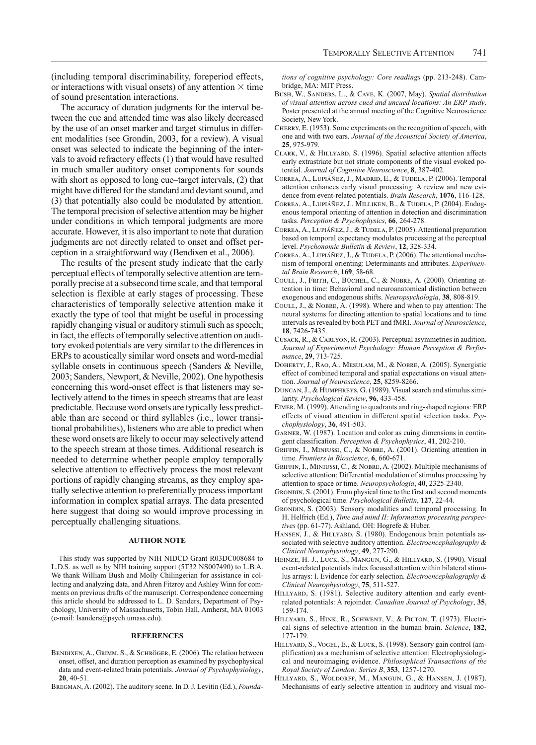(including temporal discriminability, foreperiod effects, or interactions with visual onsets) of any attention × time of sound presentation interactions.

The accuracy of duration judgments for the interval between the cue and attended time was also likely decreased by the use of an onset marker and target stimulus in different modalities (see Grondin, 2003, for a review). A visual onset was selected to indicate the beginning of the intervals to avoid refractory effects (1) that would have resulted in much smaller auditory onset components for sounds with short as opposed to long cue–target intervals, (2) that might have differed for the standard and deviant sound, and (3) that potentially also could be modulated by attention. The temporal precision of selective attention may be higher under conditions in which temporal judgments are more accurate. However, it is also important to note that duration judgments are not directly related to onset and offset perception in a straightforward way (Bendixen et al., 2006).

The results of the present study indicate that the early perceptual effects of temporally selective attention are temporally precise at a subsecond time scale, and that temporal selection is flexible at early stages of processing. These characteristics of temporally selective attention make it exactly the type of tool that might be useful in processing rapidly changing visual or auditory stimuli such as speech; in fact, the effects of temporally selective attention on auditory evoked potentials are very similar to the differences in ERPs to acoustically similar word onsets and word-medial syllable onsets in continuous speech (Sanders & Neville, 2003; Sanders, Newport, & Neville, 2002). One hypothesis concerning this word-onset effect is that listeners may selectively attend to the times in speech streams that are least predictable. Because word onsets are typically less predictable than are second or third syllables (i.e., lower transitional probabilities), listeners who are able to predict when these word onsets are likely to occur may selectively attend to the speech stream at those times. Additional research is needed to determine whether people employ temporally selective attention to effectively process the most relevant portions of rapidly changing streams, as they employ spatially selective attention to preferentially process important information in complex spatial arrays. The data presented here suggest that doing so would improve processing in perceptually challenging situations.

## AUTHOR NOTE

This study was supported by NIH NIDCD Grant R03DC008684 to L.D.S. as well as by NIH training support (5T32 NS007490) to L.B.A. We thank William Bush and Molly Chilingerian for assistance in collecting and analyzing data, and Ahren Fitzroy and Ashley Winn for comments on previous drafts of the manuscript. Correspondence concerning this article should be addressed to L. D. Sanders, Department of Psychology, University of Massachusetts, Tobin Hall, Amherst, MA 01003 (e-mail: lsanders@psych.umass.edu).

## REFERENCES

Bendixen, A., Grimm, S., & Schröger, E. (2006). The relation between onset, offset, and duration perception as examined by psychophysical data and event-related brain potentials. *Journal of Psychophysiology*, **20**, 40-51.

Bregman, A. (2002). The auditory scene. In D. J. Levitin (Ed.), *Foundations of cognitive psychology: Core readings* (pp. 213-248). Cambridge, MA: MIT Press.

Bush, W., Sanders, L., & Cave, K. (2007, May). *Spatial distribution of visual attention across cued and uncued locations: An ERP study*. Poster presented at the annual meeting of the Cognitive Neuroscience Society, New York.

Cherry, E. (1953). Some experiments on the recognition of speech, with one and with two ears. *Journal of the Acoustical Society of America*, **25**, 975-979.

Clark, V., & Hillyard, S. (1996). Spatial selective attention affects early extrastriate but not striate components of the visual evoked potential. *Journal of Cognitive Neuroscience*, **8**, 387-402.

Correa, A., Lupiáñez, J., Madrid, E., & Tudela, P. (2006). Temporal attention enhances early visual processing: A review and new evidence from event-related potentials. *Brain Research*, **1076**, 116-128.

Correa, A., Lupiáñez, J., Milliken, B., & Tudela, P. (2004). Endogenous temporal orienting of attention in detection and discrimination tasks. *Perception & Psychophysics*, **66**, 264-278.

Correa, A., Lupiáñez, J., & Tudela, P. (2005). Attentional preparation based on temporal expectancy modulates processing at the perceptual level. *Psychonomic Bulletin & Review*, **12**, 328-334.

Correa, A., Lupiáñez, J., & Tudela, P. (2006). The attentional mechanism of temporal orienting: Determinants and attributes. *Experimental Brain Research*, **169**, 58-68.

Coull, J., Frith, C., Büchel, C., & Nobre, A. (2000). Orienting attention in time: Behavioral and neuroanatomical distinction between exogenous and endogenous shifts. *Neuropsychologia*, **38**, 808-819.

Coull, J., & Nobre, A. (1998). Where and when to pay attention: The neural systems for directing attention to spatial locations and to time intervals as revealed by both PET and fMRI. *Journal of Neuroscience*, **18**, 7426-7435.

Cusack, R., & Carlyon, R. (2003). Perceptual asymmetries in audition. *Journal of Experimental Psychology: Human Perception & Performance*, **29**, 713-725.

Doherty, J., Rao, A., Mesulam, M., & Nobre, A. (2005). Synergistic effect of combined temporal and spatial expectations on visual attention. *Journal of Neuroscience*, **25**, 8259-8266.

Duncan, J., & Humphreys, G. (1989). Visual search and stimulus similarity. *Psychological Review*, **96**, 433-458.

Eimer, M. (1999). Attending to quadrants and ring-shaped regions: ERP effects of visual attention in different spatial selection tasks. *Psychophysiology*, **36**, 491-503.

Garner, W. (1987). Location and color as cuing dimensions in contingent classification. *Perception & Psychophysics*, **41**, 202-210.

Griffin, I., Miniussi, C., & Nobre, A. (2001). Orienting attention in time. *Frontiers in Bioscience*, **6**, 660-671.

Griffin, I., Miniussi, C., & Nobre, A. (2002). Multiple mechanisms of selective attention: Differential modulation of stimulus processing by attention to space or time. *Neuropsychologia*, **40**, 2325-2340.

Grondin, S. (2001). From physical time to the first and second moments of psychological time. *Psychological Bulletin*, **127**, 22-44.

Grondin, S. (2003). Sensory modalities and temporal processing. In H. Helfrich (Ed.), *Time and mind II: Information processing perspectives* (pp. 61-77). Ashland, OH: Hogrefe & Huber.

Hansen, J., & Hillyard, S. (1980). Endogenous brain potentials associated with selective auditory attention. *Electroencephalography & Clinical Neurophysiology*, **49**, 277-290.

Heinze, H.-J., Luck, S., Mangun, G., & Hillyard, S. (1990). Visual event-related potentials index focused attention within bilateral stimulus arrays: I. Evidence for early selection. *Electroencephalography & Clinical Neurophysiology*, **75**, 511-527.

Hillyard, S. (1981). Selective auditory attention and early event-related potentials: A rejoinder. *Canadian Journal of Psychology*, **35**, 159-174.

Hillyard, S., Hink, R., Schwent, V., & Picton, T. (1973). Electrical signs of selective attention in the human brain. *Science*, **182**, 177-179.

Hillyard, S., Vogel, E., & Luck, S. (1998). Sensory gain control (amplification) as a mechanism of selective attention: Electrophysiological and neuroimaging evidence. *Philosophical Transactions of the Royal Society of London: Series B*, **353**, 1257-1270.

Hillyard, S., Woldorff, M., Mangun, G., & Hansen, J. (1987). Mechanisms of early selective attention in auditory and visual mo-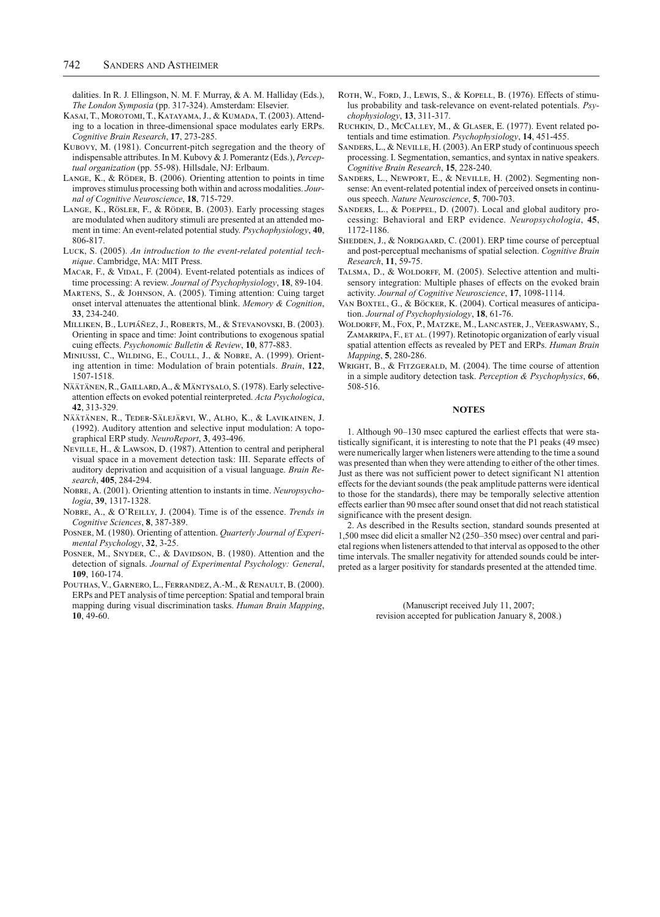dalities. In R. J. Ellingson, N. M. F. Murray, & A. M. Halliday (Eds.), *The London Symposia* (pp. 317-324). Amsterdam: Elsevier.

Kasai, T., Morotomi, T., Katayama, J., & Kumada, T. (2003). Attending to a location in three-dimensional space modulates early ERPs. *Cognitive Brain Research*, **17**, 273-285.

Kubovy, M. (1981). Concurrent-pitch segregation and the theory of indispensable attributes. In M. Kubovy & J. Pomerantz (Eds.), *Perceptual organization* (pp. 55-98). Hillsdale, NJ: Erlbaum.

Lange, K., & Röder, B. (2006). Orienting attention to points in time improves stimulus processing both within and across modalities. *Journal of Cognitive Neuroscience*, **18**, 715-729.

Lange, K., Rösler, F., & Röder, B. (2003). Early processing stages are modulated when auditory stimuli are presented at an attended moment in time: An event-related potential study. *Psychophysiology*, **40**, 806-817.

Luck, S. (2005). *An introduction to the event-related potential technique*. Cambridge, MA: MIT Press.

Macar, F., & Vidal, F. (2004). Event-related potentials as indices of time processing: A review. *Journal of Psychophysiology*, **18**, 89-104.

Martens, S., & Johnson, A. (2005). Timing attention: Cuing target onset interval attenuates the attentional blink. *Memory & Cognition*, **33**, 234-240.

Milliken, B., Lupiáñez, J., Roberts, M., & Stevanovski, B. (2003). Orienting in space and time: Joint contributions to exogenous spatial cuing effects. *Psychonomic Bulletin & Review*, **10**, 877-883.

Miniussi, C., Wilding, E., Coull, J., & Nobre, A. (1999). Orienting attention in time: Modulation of brain potentials. *Brain*, **122**, 1507-1518.

Näätänen, R., Gaillard, A., & Mäntysalo, S. (1978). Early selective-attention effects on evoked potential reinterpreted. *Acta Psychologica*, **42**, 313-329.

Näätänen, R., Teder-Sälejärvi, W., Alho, K., & Lavikainen, J. (1992). Auditory attention and selective input modulation: A topographical ERP study. *NeuroReport*, **3**, 493-496.

Neville, H., & Lawson, D. (1987). Attention to central and peripheral visual space in a movement detection task: III. Separate effects of auditory deprivation and acquisition of a visual language. *Brain Research*, **405**, 284-294.

Nobre, A. (2001). Orienting attention to instants in time. *Neuropsychologia*, **39**, 1317-1328.

Nobre, A., & O'Reilly, J. (2004). Time is of the essence. *Trends in Cognitive Sciences*, **8**, 387-389.

Posner, M. (1980). Orienting of attention. *Quarterly Journal of Experimental Psychology*, **32**, 3-25.

Posner, M., Snyder, C., & Davidson, B. (1980). Attention and the detection of signals. *Journal of Experimental Psychology: General*, **109**, 160-174.

Pouthas, V., Garnero, L., Ferrandez, A.-M., & Renault, B. (2000). ERPs and PET analysis of time perception: Spatial and temporal brain mapping during visual discrimination tasks. *Human Brain Mapping*, **10**, 49-60.

Roth, W., Ford, J., Lewis, S., & Kopell, B. (1976). Effects of stimulus probability and task-relevance on event-related potentials. *Psychophysiology*, **13**, 311-317.

Ruchkin, D., McCalley, M., & Glaser, E. (1977). Event related potentials and time estimation. *Psychophysiology*, **14**, 451-455.

Sanders, L., & Neville, H. (2003). An ERP study of continuous speech processing. I. Segmentation, semantics, and syntax in native speakers. *Cognitive Brain Research*, **15**, 228-240.

Sanders, L., Newport, E., & Neville, H. (2002). Segmenting nonsense: An event-related potential index of perceived onsets in continuous speech. *Nature Neuroscience*, **5**, 700-703.

Sanders, L., & Poeppel, D. (2007). Local and global auditory processing: Behavioral and ERP evidence. *Neuropsychologia*, **45**, 1172-1186.

Shedden, J., & Nordgaard, C. (2001). ERP time course of perceptual and post-perceptual mechanisms of spatial selection. *Cognitive Brain Research*, **11**, 59-75.

Talsma, D., & Woldorff, M. (2005). Selective attention and multisensory integration: Multiple phases of effects on the evoked brain activity. *Journal of Cognitive Neuroscience*, **17**, 1098-1114.

Van Boxtel, G., & Böcker, K. (2004). Cortical measures of anticipation. *Journal of Psychophysiology*, **18**, 61-76.

Woldorff, M., Fox, P., Matzke, M., Lancaster, J., Veeraswamy, S., Zamarripa, F., et al. (1997). Retinotopic organization of early visual spatial attention effects as revealed by PET and ERPs. *Human Brain Mapping*, **5**, 280-286.

Wright, B., & Fitzgerald, M. (2004). The time course of attention in a simple auditory detection task. *Perception & Psychophysics*, **66**, 508-516.

## NOTES

1. Although 90–130 msec captured the earliest effects that were statistically significant, it is interesting to note that the P1 peaks (49 msec) were numerically larger when listeners were attending to the time a sound was presented than when they were attending to either of the other times. Just as there was not sufficient power to detect significant N1 attention effects for the deviant sounds (the peak amplitude patterns were identical to those for the standards), there may be temporally selective attention effects earlier than 90 msec after sound onset that did not reach statistical significance with the present design.

2. As described in the Results section, standard sounds presented at 1,500 msec did elicit a smaller N2 (250–350 msec) over central and parietal regions when listeners attended to that interval as opposed to the other time intervals. The smaller negativity for attended sounds could be interpreted as a larger positivity for standards presented at the attended time.

(Manuscript received July 11, 2007;
revision accepted for publication January 8, 2008.)